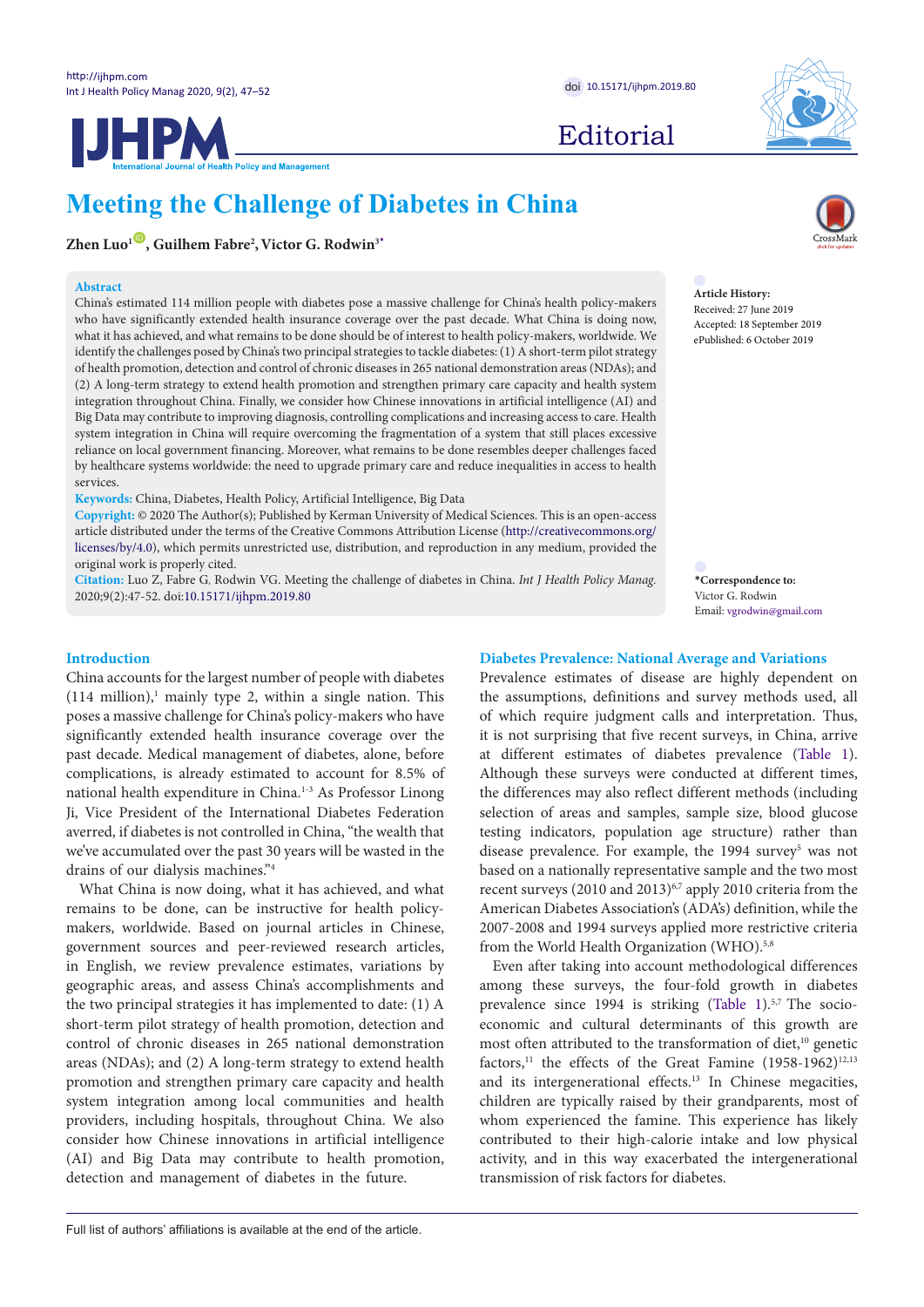Editorial

# Meeting the Challenge of Diabetes in China

**Zhen Luo[1], Guilhem Fabre[2], Victor G. Rodwin[3*]**

**Abstract**

China's estimated 114 million people with diabetes pose a massive challenge for China's health policy-makers who have significantly extended health insurance coverage over the past decade. What China is doing now, what it has achieved, and what remains to be done should be of interest to health policy-makers, worldwide. We identify the challenges posed by China's two principal strategies to tackle diabetes: (1) A short-term pilot strategy of health promotion, detection and control of chronic diseases in 265 national demonstration areas (NDAs); and (2) A long-term strategy to extend health promotion and strengthen primary care capacity and health system integration throughout China. Finally, we consider how Chinese innovations in artificial intelligence (AI) and Big Data may contribute to improving diagnosis, controlling complications and increasing access to care. Health system integration in China will require overcoming the fragmentation of a system that still places excessive reliance on local government financing. Moreover, what remains to be done resembles deeper challenges faced by healthcare systems worldwide: the need to upgrade primary care and reduce inequalities in access to health services.

**Keywords:** China, Diabetes, Health Policy, Artificial Intelligence, Big Data

**Copyright:** © 2020 The Author(s); Published by Kerman University of Medical Sciences. This is an open-access article distributed under the terms of the Creative Commons Attribution License (http://creativecommons.org/licenses/by/4.0), which permits unrestricted use, distribution, and reproduction in any medium, provided the original work is properly cited.

**Citation:** Luo Z, Fabre G, Rodwin VG. Meeting the challenge of diabetes in China. *Int J Health Policy Manag.* 2020;9(2):47-52. doi:10.15171/ijhpm.2019.80

**Article History:**
Received: 27 June 2019
Accepted: 18 September 2019
ePublished: 6 October 2019

***Correspondence to:**
Victor G. Rodwin
Email: vgrodwin@gmail.com

## Introduction

China accounts for the largest number of people with diabetes (114 million),[1] mainly type 2, within a single nation. This poses a massive challenge for China's policy-makers who have significantly extended health insurance coverage over the past decade. Medical management of diabetes, alone, before complications, is already estimated to account for 8.5% of national health expenditure in China.[1-3] As Professor Linong Ji, Vice President of the International Diabetes Federation averred, if diabetes is not controlled in China, "the wealth that we've accumulated over the past 30 years will be wasted in the drains of our dialysis machines."[4]

What China is now doing, what it has achieved, and what remains to be done, can be instructive for health policy-makers, worldwide. Based on journal articles in Chinese, government sources and peer-reviewed research articles, in English, we review prevalence estimates, variations by geographic areas, and assess China's accomplishments and the two principal strategies it has implemented to date: (1) A short-term pilot strategy of health promotion, detection and control of chronic diseases in 265 national demonstration areas (NDAs); and (2) A long-term strategy to extend health promotion and strengthen primary care capacity and health system integration among local communities and health providers, including hospitals, throughout China. We also consider how Chinese innovations in artificial intelligence (AI) and Big Data may contribute to health promotion, detection and management of diabetes in the future.

## Diabetes Prevalence: National Average and Variations

Prevalence estimates of disease are highly dependent on the assumptions, definitions and survey methods used, all of which require judgment calls and interpretation. Thus, it is not surprising that five recent surveys, in China, arrive at different estimates of diabetes prevalence (Table 1). Although these surveys were conducted at different times, the differences may also reflect different methods (including selection of areas and samples, sample size, blood glucose testing indicators, population age structure) rather than disease prevalence. For example, the 1994 survey[5] was not based on a nationally representative sample and the two most recent surveys (2010 and 2013)[6,7] apply 2010 criteria from the American Diabetes Association's (ADA's) definition, while the 2007-2008 and 1994 surveys applied more restrictive criteria from the World Health Organization (WHO).[5,8]

Even after taking into account methodological differences among these surveys, the four-fold growth in diabetes prevalence since 1994 is striking (Table 1).[5,7] The socio-economic and cultural determinants of this growth are most often attributed to the transformation of diet,[10] genetic factors,[11] the effects of the Great Famine (1958-1962)[12,13] and its intergenerational effects.[13] In Chinese megacities, children are typically raised by their grandparents, most of whom experienced the famine. This experience has likely contributed to their high-calorie intake and low physical activity, and in this way exacerbated the intergenerational transmission of risk factors for diabetes.

Full list of authors' affiliations is available at the end of the article.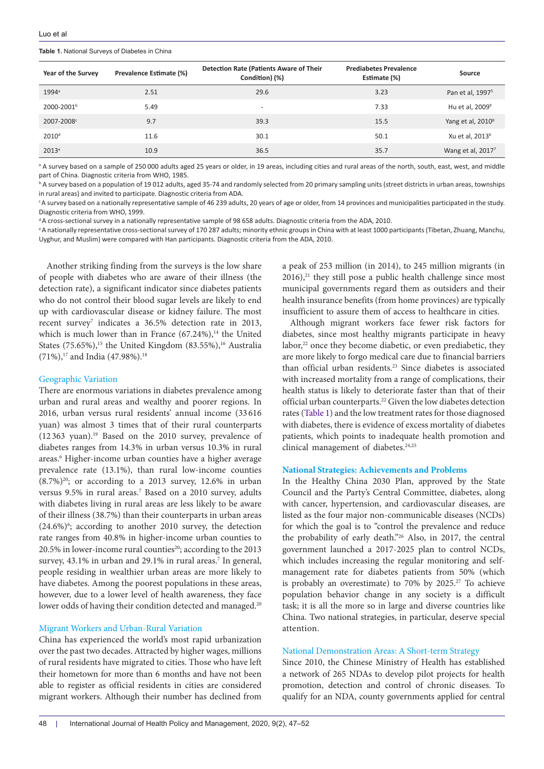**Table 1.** National Surveys of Diabetes in China

| Year of the Survey | Prevalence Estimate (%) | Detection Rate (Patients Aware of Their Condition) (%) | Prediabetes Prevalence Estimate (%) | Source |
|---|---|---|---|---|
| 1994[a] | 2.51 | 29.6 | 3.23 | Pan et al, 1997[5] |
| 2000-2001[b] | 5.49 | - | 7.33 | Hu et al, 2009[9] |
| 2007-2008[c] | 9.7 | 39.3 | 15.5 | Yang et al, 2010[8] |
| 2010[d] | 11.6 | 30.1 | 50.1 | Xu et al, 2013[6] |
| 2013[e] | 10.9 | 36.5 | 35.7 | Wang et al, 2017[7] |

[a] A survey based on a sample of 250 000 adults aged 25 years or older, in 19 areas, including cities and rural areas of the north, south, east, west, and middle part of China. Diagnostic criteria from WHO, 1985.

[b] A survey based on a population of 19 012 adults, aged 35-74 and randomly selected from 20 primary sampling units (street districts in urban areas, townships in rural areas) and invited to participate. Diagnostic criteria from ADA.

[c] A survey based on a nationally representative sample of 46 239 adults, 20 years of age or older, from 14 provinces and municipalities participated in the study. Diagnostic criteria from WHO, 1999.

[d] A cross-sectional survey in a nationally representative sample of 98 658 adults. Diagnostic criteria from the ADA, 2010.

[e] A nationally representative cross-sectional survey of 170 287 adults; minority ethnic groups in China with at least 1000 participants (Tibetan, Zhuang, Manchu, Uyghur, and Muslim) were compared with Han participants. Diagnostic criteria from the ADA, 2010.

Another striking finding from the surveys is the low share of people with diabetes who are aware of their illness (the detection rate), a significant indicator since diabetes patients who do not control their blood sugar levels are likely to end up with cardiovascular disease or kidney failure. The most recent survey[7] indicates a 36.5% detection rate in 2013, which is much lower than in France (67.24%),[14] the United States (75.65%),[15] the United Kingdom (83.55%),[16] Australia (71%),[17] and India (47.98%).[18]

### Geographic Variation

There are enormous variations in diabetes prevalence among urban and rural areas and wealthy and poorer regions. In 2016, urban versus rural residents' annual income (33 616 yuan) was almost 3 times that of their rural counterparts (12 363 yuan).[19] Based on the 2010 survey, prevalence of diabetes ranges from 14.3% in urban versus 10.3% in rural areas.[6] Higher-income urban counties have a higher average prevalence rate (13.1%), than rural low-income counties (8.7%)[20]; or according to a 2013 survey, 12.6% in urban versus 9.5% in rural areas.[7] Based on a 2010 survey, adults with diabetes living in rural areas are less likely to be aware of their illness (38.7%) than their counterparts in urban areas (24.6%)[6]; according to another 2010 survey, the detection rate ranges from 40.8% in higher-income urban counties to 20.5% in lower-income rural counties[20]; according to the 2013 survey, 43.1% in urban and 29.1% in rural areas.[7] In general, people residing in wealthier urban areas are more likely to have diabetes. Among the poorest populations in these areas, however, due to a lower level of health awareness, they face lower odds of having their condition detected and managed.[20]

### Migrant Workers and Urban-Rural Variation

China has experienced the world's most rapid urbanization over the past two decades. Attracted by higher wages, millions of rural residents have migrated to cities. Those who have left their hometown for more than 6 months and have not been able to register as official residents in cities are considered migrant workers. Although their number has declined from a peak of 253 million (in 2014), to 245 million migrants (in 2016),[21] they still pose a public health challenge since most municipal governments regard them as outsiders and their health insurance benefits (from home provinces) are typically insufficient to assure them of access to healthcare in cities.

Although migrant workers face fewer risk factors for diabetes, since most healthy migrants participate in heavy labor,[22] once they become diabetic, or even prediabetic, they are more likely to forgo medical care due to financial barriers than official urban residents.[23] Since diabetes is associated with increased mortality from a range of complications, their health status is likely to deteriorate faster than that of their official urban counterparts.[22] Given the low diabetes detection rates (Table 1) and the low treatment rates for those diagnosed with diabetes, there is evidence of excess mortality of diabetes patients, which points to inadequate health promotion and clinical management of diabetes.[24,25]

## National Strategies: Achievements and Problems

In the Healthy China 2030 Plan, approved by the State Council and the Party's Central Committee, diabetes, along with cancer, hypertension, and cardiovascular diseases, are listed as the four major non-communicable diseases (NCDs) for which the goal is to "control the prevalence and reduce the probability of early death."[26] Also, in 2017, the central government launched a 2017-2025 plan to control NCDs, which includes increasing the regular monitoring and self-management rate for diabetes patients from 50% (which is probably an overestimate) to 70% by 2025.[27] To achieve population behavior change in any society is a difficult task; it is all the more so in large and diverse countries like China. Two national strategies, in particular, deserve special attention.

### National Demonstration Areas: A Short-term Strategy

Since 2010, the Chinese Ministry of Health has established a network of 265 NDAs to develop pilot projects for health promotion, detection and control of chronic diseases. To qualify for an NDA, county governments applied for central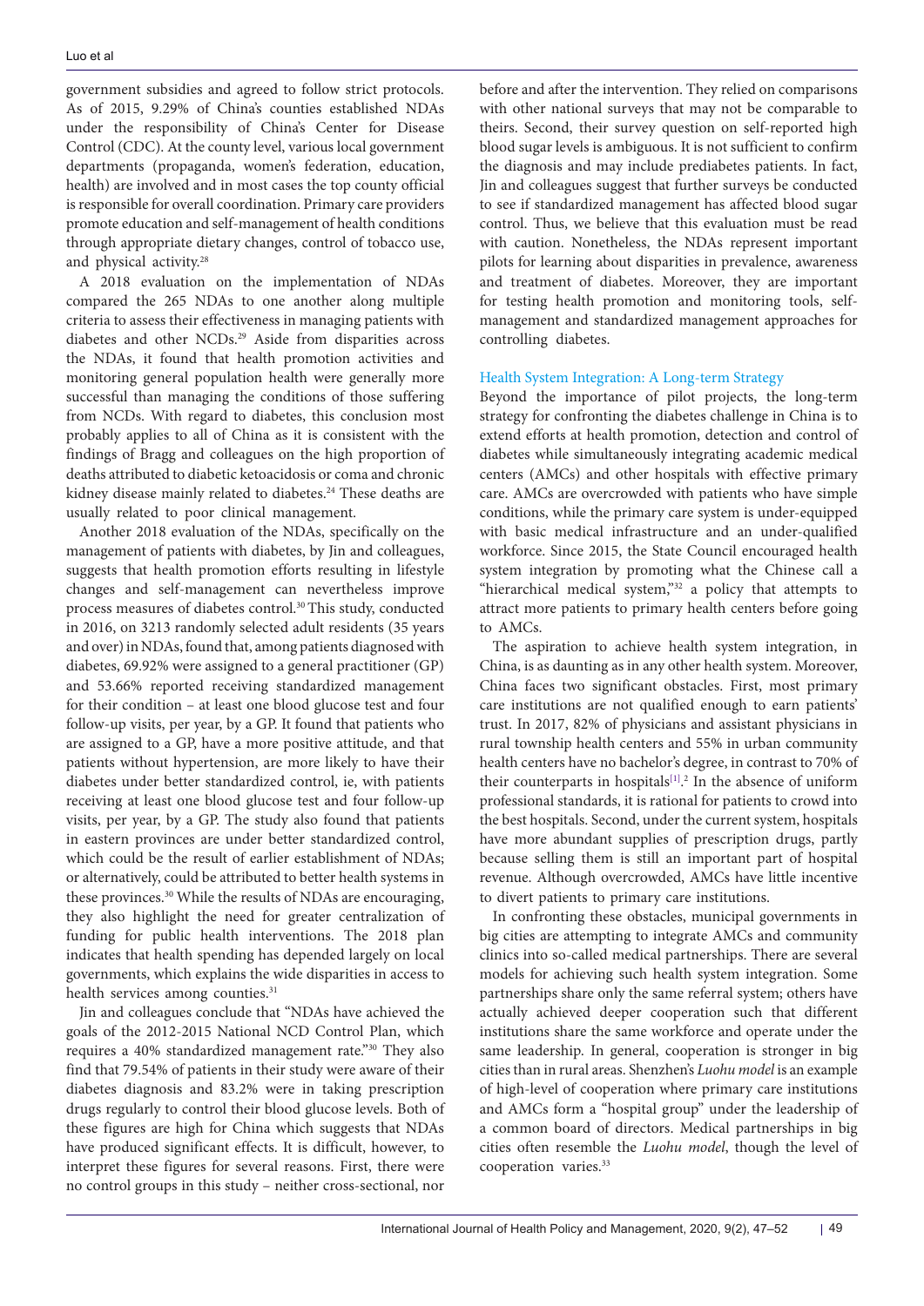government subsidies and agreed to follow strict protocols. As of 2015, 9.29% of China's counties established NDAs under the responsibility of China's Center for Disease Control (CDC). At the county level, various local government departments (propaganda, women's federation, education, health) are involved and in most cases the top county official is responsible for overall coordination. Primary care providers promote education and self-management of health conditions through appropriate dietary changes, control of tobacco use, and physical activity.[28]

A 2018 evaluation on the implementation of NDAs compared the 265 NDAs to one another along multiple criteria to assess their effectiveness in managing patients with diabetes and other NCDs.[29] Aside from disparities across the NDAs, it found that health promotion activities and monitoring general population health were generally more successful than managing the conditions of those suffering from NCDs. With regard to diabetes, this conclusion most probably applies to all of China as it is consistent with the findings of Bragg and colleagues on the high proportion of deaths attributed to diabetic ketoacidosis or coma and chronic kidney disease mainly related to diabetes.[24] These deaths are usually related to poor clinical management.

Another 2018 evaluation of the NDAs, specifically on the management of patients with diabetes, by Jin and colleagues, suggests that health promotion efforts resulting in lifestyle changes and self-management can nevertheless improve process measures of diabetes control.[30] This study, conducted in 2016, on 3213 randomly selected adult residents (35 years and over) in NDAs, found that, among patients diagnosed with diabetes, 69.92% were assigned to a general practitioner (GP) and 53.66% reported receiving standardized management for their condition – at least one blood glucose test and four follow-up visits, per year, by a GP. It found that patients who are assigned to a GP, have a more positive attitude, and that patients without hypertension, are more likely to have their diabetes under better standardized control, ie, with patients receiving at least one blood glucose test and four follow-up visits, per year, by a GP. The study also found that patients in eastern provinces are under better standardized control, which could be the result of earlier establishment of NDAs; or alternatively, could be attributed to better health systems in these provinces.[30] While the results of NDAs are encouraging, they also highlight the need for greater centralization of funding for public health interventions. The 2018 plan indicates that health spending has depended largely on local governments, which explains the wide disparities in access to health services among counties.[31]

Jin and colleagues conclude that "NDAs have achieved the goals of the 2012-2015 National NCD Control Plan, which requires a 40% standardized management rate."[30] They also find that 79.54% of patients in their study were aware of their diabetes diagnosis and 83.2% were in taking prescription drugs regularly to control their blood glucose levels. Both of these figures are high for China which suggests that NDAs have produced significant effects. It is difficult, however, to interpret these figures for several reasons. First, there were no control groups in this study – neither cross-sectional, nor before and after the intervention. They relied on comparisons with other national surveys that may not be comparable to theirs. Second, their survey question on self-reported high blood sugar levels is ambiguous. It is not sufficient to confirm the diagnosis and may include prediabetes patients. In fact, Jin and colleagues suggest that further surveys be conducted to see if standardized management has affected blood sugar control. Thus, we believe that this evaluation must be read with caution. Nonetheless, the NDAs represent important pilots for learning about disparities in prevalence, awareness and treatment of diabetes. Moreover, they are important for testing health promotion and monitoring tools, self-management and standardized management approaches for controlling diabetes.

## Health System Integration: A Long-term Strategy

Beyond the importance of pilot projects, the long-term strategy for confronting the diabetes challenge in China is to extend efforts at health promotion, detection and control of diabetes while simultaneously integrating academic medical centers (AMCs) and other hospitals with effective primary care. AMCs are overcrowded with patients who have simple conditions, while the primary care system is under-equipped with basic medical infrastructure and an under-qualified workforce. Since 2015, the State Council encouraged health system integration by promoting what the Chinese call a "hierarchical medical system,"[32] a policy that attempts to attract more patients to primary health centers before going to AMCs.

The aspiration to achieve health system integration, in China, is as daunting as in any other health system. Moreover, China faces two significant obstacles. First, most primary care institutions are not qualified enough to earn patients' trust. In 2017, 82% of physicians and assistant physicians in rural township health centers and 55% in urban community health centers have no bachelor's degree, in contrast to 70% of their counterparts in hospitals[1].[2] In the absence of uniform professional standards, it is rational for patients to crowd into the best hospitals. Second, under the current system, hospitals have more abundant supplies of prescription drugs, partly because selling them is still an important part of hospital revenue. Although overcrowded, AMCs have little incentive to divert patients to primary care institutions.

In confronting these obstacles, municipal governments in big cities are attempting to integrate AMCs and community clinics into so-called medical partnerships. There are several models for achieving such health system integration. Some partnerships share only the same referral system; others have actually achieved deeper cooperation such that different institutions share the same workforce and operate under the same leadership. In general, cooperation is stronger in big cities than in rural areas. Shenzhen's *Luohu model* is an example of high-level of cooperation where primary care institutions and AMCs form a "hospital group" under the leadership of a common board of directors. Medical partnerships in big cities often resemble the *Luohu model*, though the level of cooperation varies.[33]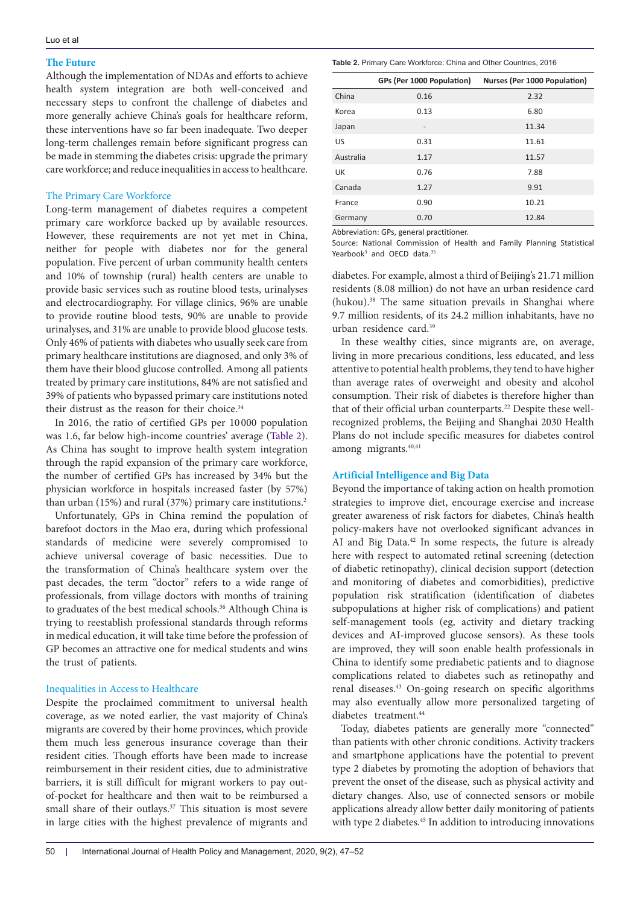## The Future

Although the implementation of NDAs and efforts to achieve health system integration are both well-conceived and necessary steps to confront the challenge of diabetes and more generally achieve China's goals for healthcare reform, these interventions have so far been inadequate. Two deeper long-term challenges remain before significant progress can be made in stemming the diabetes crisis: upgrade the primary care workforce; and reduce inequalities in access to healthcare.

### The Primary Care Workforce

Long-term management of diabetes requires a competent primary care workforce backed up by available resources. However, these requirements are not yet met in China, neither for people with diabetes nor for the general population. Five percent of urban community health centers and 10% of township (rural) health centers are unable to provide basic services such as routine blood tests, urinalyses and electrocardiography. For village clinics, 96% are unable to provide routine blood tests, 90% are unable to provide urinalyses, and 31% are unable to provide blood glucose tests. Only 46% of patients with diabetes who usually seek care from primary healthcare institutions are diagnosed, and only 3% of them have their blood glucose controlled. Among all patients treated by primary care institutions, 84% are not satisfied and 39% of patients who bypassed primary care institutions noted their distrust as the reason for their choice.[34]

In 2016, the ratio of certified GPs per 10 000 population was 1.6, far below high-income countries' average (Table 2). As China has sought to improve health system integration through the rapid expansion of the primary care workforce, the number of certified GPs has increased by 34% but the physician workforce in hospitals increased faster (by 57%) than urban (15%) and rural (37%) primary care institutions.[2]

Unfortunately, GPs in China remind the population of barefoot doctors in the Mao era, during which professional standards of medicine were severely compromised to achieve universal coverage of basic necessities. Due to the transformation of China's healthcare system over the past decades, the term "doctor" refers to a wide range of professionals, from village doctors with months of training to graduates of the best medical schools.[36] Although China is trying to reestablish professional standards through reforms in medical education, it will take time before the profession of GP becomes an attractive one for medical students and wins the trust of patients.

### Inequalities in Access to Healthcare

Despite the proclaimed commitment to universal health coverage, as we noted earlier, the vast majority of China's migrants are covered by their home provinces, which provide them much less generous insurance coverage than their resident cities. Though efforts have been made to increase reimbursement in their resident cities, due to administrative barriers, it is still difficult for migrant workers to pay out-of-pocket for healthcare and then wait to be reimbursed a small share of their outlays.[37] This situation is most severe in large cities with the highest prevalence of migrants and diabetes. For example, almost a third of Beijing's 21.71 million residents (8.08 million) do not have an urban residence card (hukou).[38] The same situation prevails in Shanghai where 9.7 million residents, of its 24.2 million inhabitants, have no urban residence card.[39]

In these wealthy cities, since migrants are, on average, living in more precarious conditions, less educated, and less attentive to potential health problems, they tend to have higher than average rates of overweight and obesity and alcohol consumption. Their risk of diabetes is therefore higher than that of their official urban counterparts.[22] Despite these well-recognized problems, the Beijing and Shanghai 2030 Health Plans do not include specific measures for diabetes control among migrants.[40,41]

**Table 2.** Primary Care Workforce: China and Other Countries, 2016

| | GPs (Per 1000 Population) | Nurses (Per 1000 Population) |
|---|---|---|
| China | 0.16 | 2.32 |
| Korea | 0.13 | 6.80 |
| Japan | - | 11.34 |
| US | 0.31 | 11.61 |
| Australia | 1.17 | 11.57 |
| UK | 0.76 | 7.88 |
| Canada | 1.27 | 9.91 |
| France | 0.90 | 10.21 |
| Germany | 0.70 | 12.84 |

Abbreviation: GPs, general practitioner.

Source: National Commission of Health and Family Planning Statistical Yearbook[3] and OECD data.[35]

## Artificial Intelligence and Big Data

Beyond the importance of taking action on health promotion strategies to improve diet, encourage exercise and increase greater awareness of risk factors for diabetes, China's health policy-makers have not overlooked significant advances in AI and Big Data.[42] In some respects, the future is already here with respect to automated retinal screening (detection of diabetic retinopathy), clinical decision support (detection and monitoring of diabetes and comorbidities), predictive population risk stratification (identification of diabetes subpopulations at higher risk of complications) and patient self-management tools (eg, activity and dietary tracking devices and AI-improved glucose sensors). As these tools are improved, they will soon enable health professionals in China to identify some prediabetic patients and to diagnose complications related to diabetes such as retinopathy and renal diseases.[43] On-going research on specific algorithms may also eventually allow more personalized targeting of diabetes treatment.[44]

Today, diabetes patients are generally more "connected" than patients with other chronic conditions. Activity trackers and smartphone applications have the potential to prevent type 2 diabetes by promoting the adoption of behaviors that prevent the onset of the disease, such as physical activity and dietary changes. Also, use of connected sensors or mobile applications already allow better daily monitoring of patients with type 2 diabetes.[45] In addition to introducing innovations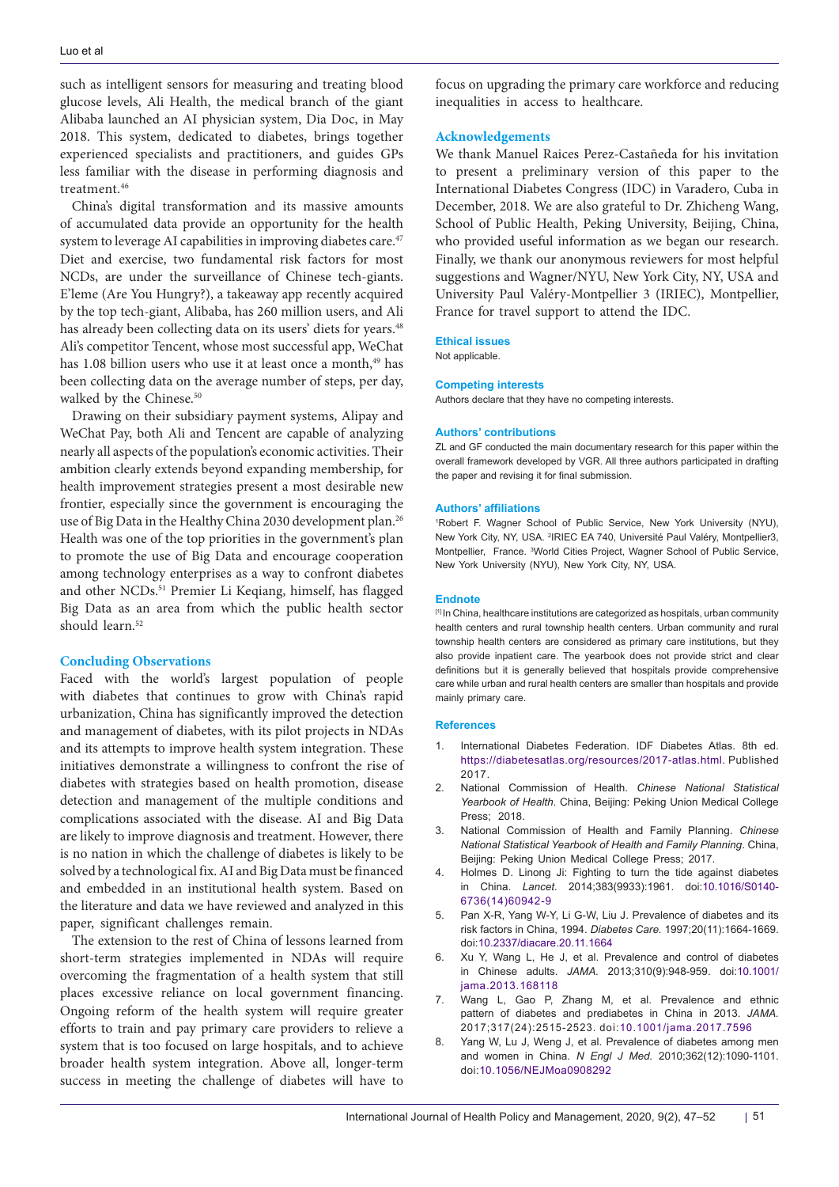such as intelligent sensors for measuring and treating blood glucose levels, Ali Health, the medical branch of the giant Alibaba launched an AI physician system, Dia Doc, in May 2018. This system, dedicated to diabetes, brings together experienced specialists and practitioners, and guides GPs less familiar with the disease in performing diagnosis and treatment.[46]

China's digital transformation and its massive amounts of accumulated data provide an opportunity for the health system to leverage AI capabilities in improving diabetes care.[47] Diet and exercise, two fundamental risk factors for most NCDs, are under the surveillance of Chinese tech-giants. E'leme (Are You Hungry?), a takeaway app recently acquired by the top tech-giant, Alibaba, has 260 million users, and Ali has already been collecting data on its users' diets for years.[48] Ali's competitor Tencent, whose most successful app, WeChat has 1.08 billion users who use it at least once a month,[49] has been collecting data on the average number of steps, per day, walked by the Chinese.[50]

Drawing on their subsidiary payment systems, Alipay and WeChat Pay, both Ali and Tencent are capable of analyzing nearly all aspects of the population's economic activities. Their ambition clearly extends beyond expanding membership, for health improvement strategies present a most desirable new frontier, especially since the government is encouraging the use of Big Data in the Healthy China 2030 development plan.[26] Health was one of the top priorities in the government's plan to promote the use of Big Data and encourage cooperation among technology enterprises as a way to confront diabetes and other NCDs.[51] Premier Li Keqiang, himself, has flagged Big Data as an area from which the public health sector should learn.[52]

## Concluding Observations

Faced with the world's largest population of people with diabetes that continues to grow with China's rapid urbanization, China has significantly improved the detection and management of diabetes, with its pilot projects in NDAs and its attempts to improve health system integration. These initiatives demonstrate a willingness to confront the rise of diabetes with strategies based on health promotion, disease detection and management of the multiple conditions and complications associated with the disease. AI and Big Data are likely to improve diagnosis and treatment. However, there is no nation in which the challenge of diabetes is likely to be solved by a technological fix. AI and Big Data must be financed and embedded in an institutional health system. Based on the literature and data we have reviewed and analyzed in this paper, significant challenges remain.

The extension to the rest of China of lessons learned from short-term strategies implemented in NDAs will require overcoming the fragmentation of a health system that still places excessive reliance on local government financing. Ongoing reform of the health system will require greater efforts to train and pay primary care providers to relieve a system that is too focused on large hospitals, and to achieve broader health system integration. Above all, longer-term success in meeting the challenge of diabetes will have to focus on upgrading the primary care workforce and reducing inequalities in access to healthcare.

## Acknowledgements

We thank Manuel Raices Perez-Castañeda for his invitation to present a preliminary version of this paper to the International Diabetes Congress (IDC) in Varadero, Cuba in December, 2018. We are also grateful to Dr. Zhicheng Wang, School of Public Health, Peking University, Beijing, China, who provided useful information as we began our research. Finally, we thank our anonymous reviewers for most helpful suggestions and Wagner/NYU, New York City, NY, USA and University Paul Valéry-Montpellier 3 (IRIEC), Montpellier, France for travel support to attend the IDC.

### Ethical issues

Not applicable.

### Competing interests

Authors declare that they have no competing interests.

### Authors' contributions

ZL and GF conducted the main documentary research for this paper within the overall framework developed by VGR. All three authors participated in drafting the paper and revising it for final submission.

### Authors' affiliations

[1]Robert F. Wagner School of Public Service, New York University (NYU), New York City, NY, USA. [2]IRIEC EA 740, Université Paul Valéry, Montpellier3, Montpellier, France. [3]World Cities Project, Wagner School of Public Service, New York University (NYU), New York City, NY, USA.

### Endnote

[1] In China, healthcare institutions are categorized as hospitals, urban community health centers and rural township health centers. Urban community and rural township health centers are considered as primary care institutions, but they also provide inpatient care. The yearbook does not provide strict and clear definitions but it is generally believed that hospitals provide comprehensive care while urban and rural health centers are smaller than hospitals and provide mainly primary care.

## References

1. International Diabetes Federation. IDF Diabetes Atlas. 8th ed. https://diabetesatlas.org/resources/2017-atlas.html. Published 2017.
2. National Commission of Health. *Chinese National Statistical Yearbook of Health.* China, Beijing: Peking Union Medical College Press; 2018.
3. National Commission of Health and Family Planning. *Chinese National Statistical Yearbook of Health and Family Planning*. China, Beijing: Peking Union Medical College Press; 2017.
4. Holmes D. Linong Ji: Fighting to turn the tide against diabetes in China. *Lancet.* 2014;383(9933):1961. doi:10.1016/S0140-6736(14)60942-9
5. Pan X-R, Yang W-Y, Li G-W, Liu J. Prevalence of diabetes and its risk factors in China, 1994. *Diabetes Care.* 1997;20(11):1664-1669. doi:10.2337/diacare.20.11.1664
6. Xu Y, Wang L, He J, et al. Prevalence and control of diabetes in Chinese adults. *JAMA.* 2013;310(9):948-959. doi:10.1001/jama.2013.168118
7. Wang L, Gao P, Zhang M, et al. Prevalence and ethnic pattern of diabetes and prediabetes in China in 2013. *JAMA.* 2017;317(24):2515-2523. doi:10.1001/jama.2017.7596
8. Yang W, Lu J, Weng J, et al. Prevalence of diabetes among men and women in China. *N Engl J Med.* 2010;362(12):1090-1101. doi:10.1056/NEJMoa0908292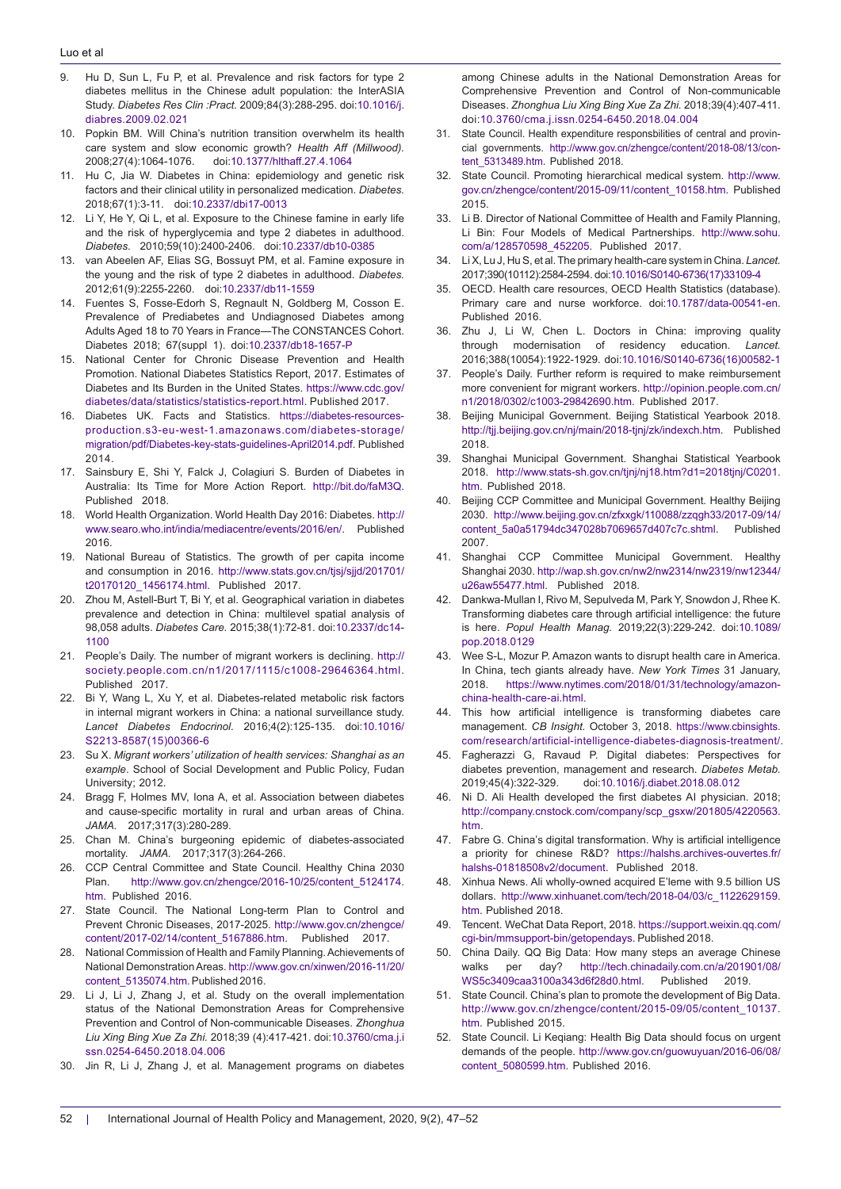9. Hu D, Sun L, Fu P, et al. Prevalence and risk factors for type 2 diabetes mellitus in the Chinese adult population: the InterASIA Study. *Diabetes Res Clin :Pract*. 2009;84(3):288-295. doi:10.1016/j.diabres.2009.02.021
10. Popkin BM. Will China's nutrition transition overwhelm its health care system and slow economic growth? *Health Aff (Millwood)*. 2008;27(4):1064-1076. doi:10.1377/hlthaff.27.4.1064
11. Hu C, Jia W. Diabetes in China: epidemiology and genetic risk factors and their clinical utility in personalized medication. *Diabetes*. 2018;67(1):3-11. doi:10.2337/dbi17-0013
12. Li Y, He Y, Qi L, et al. Exposure to the Chinese famine in early life and the risk of hyperglycemia and type 2 diabetes in adulthood. *Diabetes*. 2010;59(10):2400-2406. doi:10.2337/db10-0385
13. van Abeelen AF, Elias SG, Bossuyt PM, et al. Famine exposure in the young and the risk of type 2 diabetes in adulthood. *Diabetes*. 2012;61(9):2255-2260. doi:10.2337/db11-1559
14. Fuentes S, Fosse-Edorh S, Regnault N, Goldberg M, Cosson E. Prevalence of Prediabetes and Undiagnosed Diabetes among Adults Aged 18 to 70 Years in France—The CONSTANCES Cohort. Diabetes 2018; 67(suppl 1). doi:10.2337/db18-1657-P
15. National Center for Chronic Disease Prevention and Health Promotion. National Diabetes Statistics Report, 2017. Estimates of Diabetes and Its Burden in the United States. https://www.cdc.gov/diabetes/data/statistics/statistics-report.html. Published 2017.
16. Diabetes UK. Facts and Statistics. https://diabetes-resources-production.s3-eu-west-1.amazonaws.com/diabetes-storage/migration/pdf/Diabetes-key-stats-guidelines-April2014.pdf. Published 2014.
17. Sainsbury E, Shi Y, Falck J, Colagiuri S. Burden of Diabetes in Australia: Its Time for More Action Report. http://bit.do/faM3Q. Published 2018.
18. World Health Organization. World Health Day 2016: Diabetes. http://www.searo.who.int/india/mediacentre/events/2016/en/. Published 2016.
19. National Bureau of Statistics. The growth of per capita income and consumption in 2016. http://www.stats.gov.cn/tjsj/sjjd/201701/t20170120_1456174.html. Published 2017.
20. Zhou M, Astell-Burt T, Bi Y, et al. Geographical variation in diabetes prevalence and detection in China: multilevel spatial analysis of 98,058 adults. *Diabetes Care*. 2015;38(1):72-81. doi:10.2337/dc14-1100
21. People's Daily. The number of migrant workers is declining. http://society.people.com.cn/n1/2017/1115/c1008-29646364.html. Published 2017.
22. Bi Y, Wang L, Xu Y, et al. Diabetes-related metabolic risk factors in internal migrant workers in China: a national surveillance study. *Lancet Diabetes Endocrinol*. 2016;4(2):125-135. doi:10.1016/S2213-8587(15)00366-6
23. Su X. *Migrant workers' utilization of health services: Shanghai as an example*. School of Social Development and Public Policy, Fudan University; 2012.
24. Bragg F, Holmes MV, Iona A, et al. Association between diabetes and cause-specific mortality in rural and urban areas of China. *JAMA*. 2017;317(3):280-289.
25. Chan M. China's burgeoning epidemic of diabetes-associated mortality. *JAMA*. 2017;317(3):264-266.
26. CCP Central Committee and State Council. Healthy China 2030 Plan. http://www.gov.cn/zhengce/2016-10/25/content_5124174.htm. Published 2016.
27. State Council. The National Long-term Plan to Control and Prevent Chronic Diseases, 2017-2025. http://www.gov.cn/zhengce/content/2017-02/14/content_5167886.htm. Published 2017.
28. National Commission of Health and Family Planning. Achievements of National Demonstration Areas. http://www.gov.cn/xinwen/2016-11/20/content_5135074.htm. Published 2016.
29. Li J, Li J, Zhang J, et al. Study on the overall implementation status of the National Demonstration Areas for Comprehensive Prevention and Control of Non-communicable Diseases. *Zhonghua Liu Xing Bing Xue Za Zhi*. 2018;39(4):417-421. doi:10.3760/cma.j.issn.0254-6450.2018.04.006
30. Jin R, Li J, Zhang J, et al. Management programs on diabetes among Chinese adults in the National Demonstration Areas for Comprehensive Prevention and Control of Non-communicable Diseases. *Zhonghua Liu Xing Bing Xue Za Zhi*. 2018;39(4):407-411. doi:10.3760/cma.j.issn.0254-6450.2018.04.004
31. State Council. Health expenditure responsbilities of central and provincial governments. http://www.gov.cn/zhengce/content/2018-08/13/content_5313489.htm. Published 2018.
32. State Council. Promoting hierarchical medical system. http://www.gov.cn/zhengce/content/2015-09/11/content_10158.htm. Published 2015.
33. Li B. Director of National Committee of Health and Family Planning, Li Bin: Four Models of Medical Partnerships. http://www.sohu.com/a/128570598_452205. Published 2017.
34. Li X, Lu J, Hu S, et al. The primary health-care system in China. *Lancet*. 2017;390(10112):2584-2594. doi:10.1016/S0140-6736(17)33109-4
35. OECD. Health care resources, OECD Health Statistics (database). Primary care and nurse workforce. doi:10.1787/data-00541-en. Published 2016.
36. Zhu J, Li W, Chen L. Doctors in China: improving quality through modernisation of residency education. *Lancet*. 2016;388(10054):1922-1929. doi:10.1016/S0140-6736(16)00582-1
37. People's Daily. Further reform is required to make reimbursement more convenient for migrant workers. http://opinion.people.com.cn/n1/2018/0302/c1003-29842690.htm. Published 2017.
38. Beijing Municipal Government. Beijing Statistical Yearbook 2018. http://tjj.beijing.gov.cn/nj/main/2018-tjnj/zk/indexch.htm. Published 2018.
39. Shanghai Municipal Government. Shanghai Statistical Yearbook 2018. http://www.stats-sh.gov.cn/tjnj/nj18.htm?d1=2018tjnj/C0201.htm. Published 2018.
40. Beijing CCP Committee and Municipal Government. Healthy Beijing 2030. http://www.beijing.gov.cn/zfxxgk/110088/zzqgh33/2017-09/14/content_5a0a51794dc347028b7069657d407c7c.shtml. Published 2007.
41. Shanghai CCP Committee Municipal Government. Healthy Shanghai 2030. http://wap.sh.gov.cn/nw2/nw2314/nw2319/nw12344/u26aw55477.html. Published 2018.
42. Dankwa-Mullan I, Rivo M, Sepulveda M, Park Y, Snowdon J, Rhee K. Transforming diabetes care through artificial intelligence: the future is here. *Popul Health Manag*. 2019;22(3):229-242. doi:10.1089/pop.2018.0129
43. Wee S-L, Mozur P. Amazon wants to disrupt health care in America. In China, tech giants already have. *New York Times* 31 January, 2018. https://www.nytimes.com/2018/01/31/technology/amazon-china-health-care-ai.html.
44. This how artificial intelligence is transforming diabetes care management. *CB Insight*. October 3, 2018. https://www.cbinsights.com/research/artificial-intelligence-diabetes-diagnosis-treatment/.
45. Fagherazzi G, Ravaud P. Digital diabetes: Perspectives for diabetes prevention, management and research. *Diabetes Metab*. 2019;45(4):322-329. doi:10.1016/j.diabet.2018.08.012
46. Ni D. Ali Health developed the first diabetes AI physician. 2018; http://company.cnstock.com/company/scp_gsxw/201805/4220563.htm.
47. Fabre G. China's digital transformation. Why is artificial intelligence a priority for chinese R&D? https://halshs.archives-ouvertes.fr/halshs-01818508v2/document. Published 2018.
48. Xinhua News. Ali wholly-owned acquired E'leme with 9.5 billion US dollars. http://www.xinhuanet.com/tech/2018-04/03/c_1122629159.htm. Published 2018.
49. Tencent. WeChat Data Report, 2018. https://support.weixin.qq.com/cgi-bin/mmsupport-bin/getopendays. Published 2018.
50. China Daily. QQ Big Data: How many steps an average Chinese walks per day? http://tech.chinadaily.com.cn/a/201901/08/WS5c3409caa3100a343d6f28d0.html. Published 2019.
51. State Council. China's plan to promote the development of Big Data. http://www.gov.cn/zhengce/content/2015-09/05/content_10137.htm. Published 2015.
52. State Council. Li Keqiang: Health Big Data should focus on urgent demands of the people. http://www.gov.cn/guowuyuan/2016-06/08/content_5080599.htm. Published 2016.